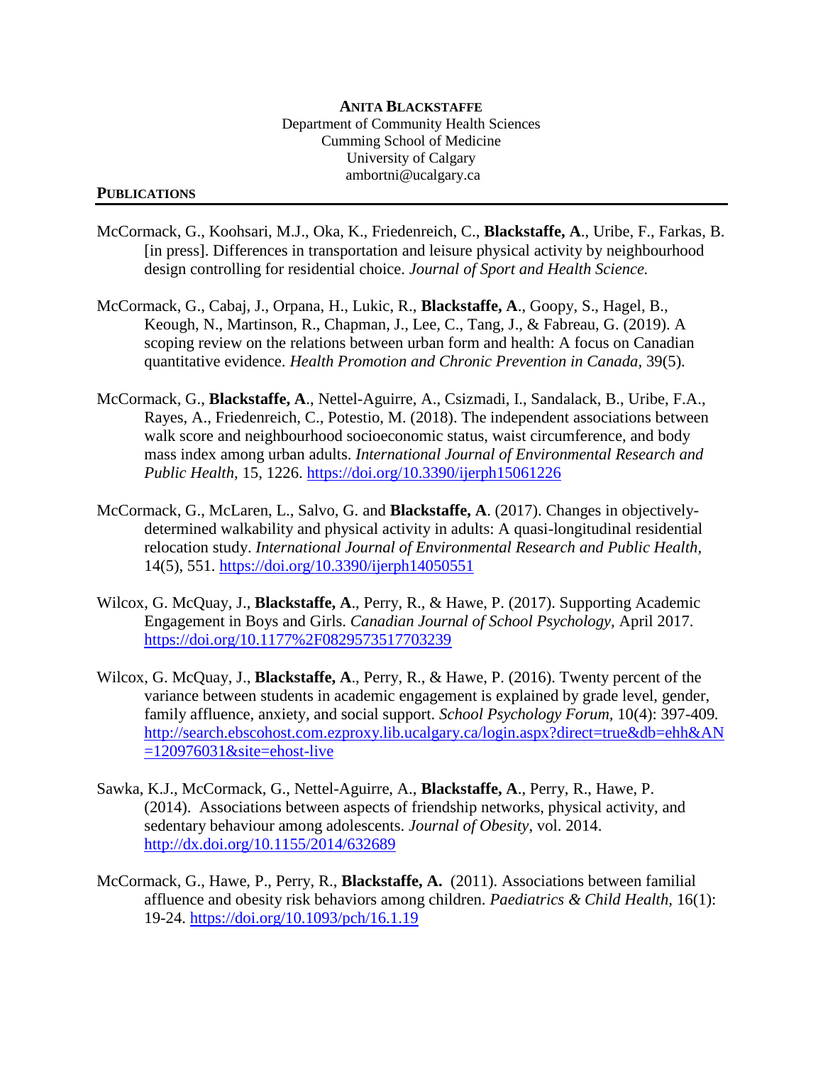**ANITA BLACKSTAFFE**
Department of Community Health Sciences
Cumming School of Medicine
University of Calgary
ambortni@ucalgary.ca

## PUBLICATIONS

McCormack, G., Koohsari, M.J., Oka, K., Friedenreich, C., **Blackstaffe, A**., Uribe, F., Farkas, B. [in press]. Differences in transportation and leisure physical activity by neighbourhood design controlling for residential choice. *Journal of Sport and Health Science.*

McCormack, G., Cabaj, J., Orpana, H., Lukic, R., **Blackstaffe, A**., Goopy, S., Hagel, B., Keough, N., Martinson, R., Chapman, J., Lee, C., Tang, J., & Fabreau, G. (2019). A scoping review on the relations between urban form and health: A focus on Canadian quantitative evidence. *Health Promotion and Chronic Prevention in Canada*, 39(5).

McCormack, G., **Blackstaffe, A**., Nettel-Aguirre, A., Csizmadi, I., Sandalack, B., Uribe, F.A., Rayes, A., Friedenreich, C., Potestio, M. (2018). The independent associations between walk score and neighbourhood socioeconomic status, waist circumference, and body mass index among urban adults. *International Journal of Environmental Research and Public Health*, 15, 1226. https://doi.org/10.3390/ijerph15061226

McCormack, G., McLaren, L., Salvo, G. and **Blackstaffe, A**. (2017). Changes in objectively-determined walkability and physical activity in adults: A quasi-longitudinal residential relocation study. *International Journal of Environmental Research and Public Health,* 14(5), 551. https://doi.org/10.3390/ijerph14050551

Wilcox, G. McQuay, J., **Blackstaffe, A**., Perry, R., & Hawe, P. (2017). Supporting Academic Engagement in Boys and Girls. *Canadian Journal of School Psychology,* April 2017. https://doi.org/10.1177%2F0829573517703239

Wilcox, G. McQuay, J., **Blackstaffe, A**., Perry, R., & Hawe, P. (2016). Twenty percent of the variance between students in academic engagement is explained by grade level, gender, family affluence, anxiety, and social support. *School Psychology Forum,* 10(4): 397-409. http://search.ebscohost.com.ezproxy.lib.ucalgary.ca/login.aspx?direct=true&db=ehh&AN=120976031&site=ehost-live

Sawka, K.J., McCormack, G., Nettel-Aguirre, A., **Blackstaffe, A**., Perry, R., Hawe, P. (2014). Associations between aspects of friendship networks, physical activity, and sedentary behaviour among adolescents. *Journal of Obesity*, vol. 2014. http://dx.doi.org/10.1155/2014/632689

McCormack, G., Hawe, P., Perry, R., **Blackstaffe, A.** (2011). Associations between familial affluence and obesity risk behaviors among children. *Paediatrics & Child Health,* 16(1): 19-24. https://doi.org/10.1093/pch/16.1.19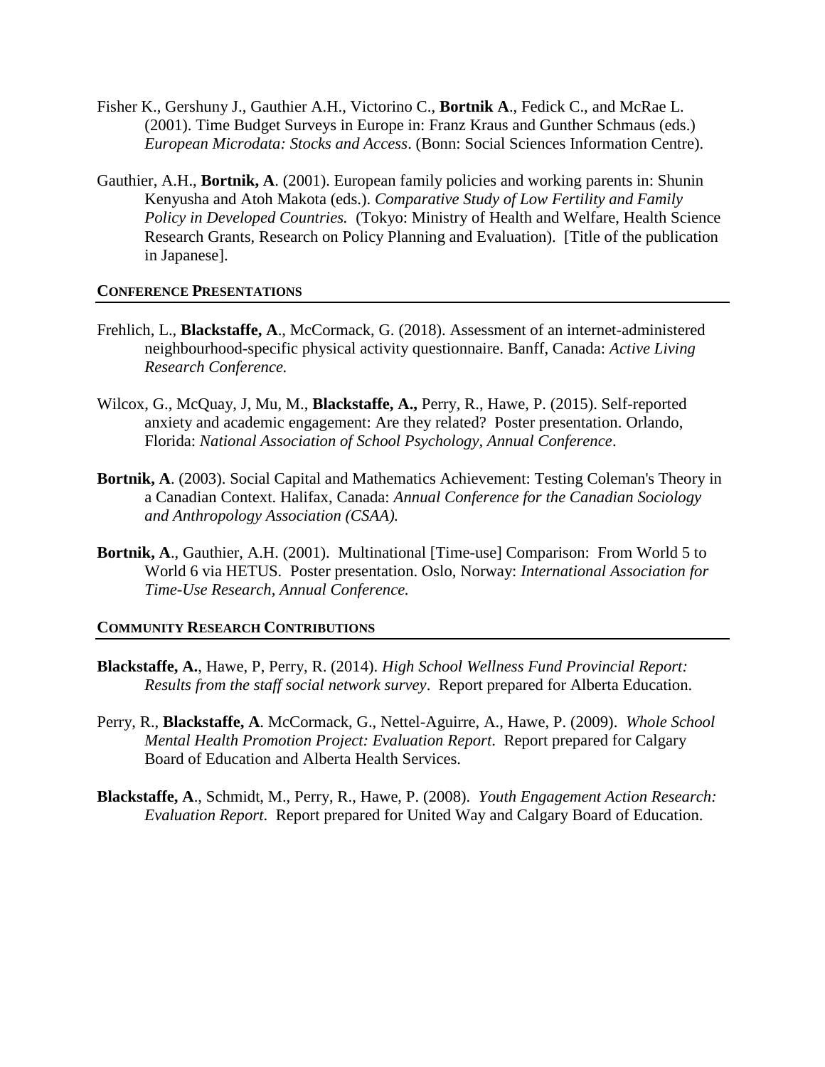Fisher K., Gershuny J., Gauthier A.H., Victorino C., **Bortnik A**., Fedick C., and McRae L. (2001). Time Budget Surveys in Europe in: Franz Kraus and Gunther Schmaus (eds.) *European Microdata: Stocks and Access*. (Bonn: Social Sciences Information Centre).

Gauthier, A.H., **Bortnik, A**. (2001). European family policies and working parents in: Shunin Kenyusha and Atoh Makota (eds.). *Comparative Study of Low Fertility and Family Policy in Developed Countries.* (Tokyo: Ministry of Health and Welfare, Health Science Research Grants, Research on Policy Planning and Evaluation). [Title of the publication in Japanese].

## CONFERENCE PRESENTATIONS

Frehlich, L., **Blackstaffe, A**., McCormack, G. (2018). Assessment of an internet-administered neighbourhood-specific physical activity questionnaire. Banff, Canada: *Active Living Research Conference.*

Wilcox, G., McQuay, J, Mu, M., **Blackstaffe, A.,** Perry, R., Hawe, P. (2015). Self-reported anxiety and academic engagement: Are they related? Poster presentation. Orlando, Florida: *National Association of School Psychology, Annual Conference*.

**Bortnik, A**. (2003). Social Capital and Mathematics Achievement: Testing Coleman's Theory in a Canadian Context. Halifax, Canada: *Annual Conference for the Canadian Sociology and Anthropology Association (CSAA).*

**Bortnik, A**., Gauthier, A.H. (2001). Multinational [Time-use] Comparison: From World 5 to World 6 via HETUS. Poster presentation. Oslo, Norway: *International Association for Time-Use Research, Annual Conference.*

## COMMUNITY RESEARCH CONTRIBUTIONS

**Blackstaffe, A.**, Hawe, P, Perry, R. (2014). *High School Wellness Fund Provincial Report: Results from the staff social network survey*. Report prepared for Alberta Education.

Perry, R., **Blackstaffe, A**. McCormack, G., Nettel-Aguirre, A., Hawe, P. (2009). *Whole School Mental Health Promotion Project: Evaluation Report*. Report prepared for Calgary Board of Education and Alberta Health Services.

**Blackstaffe, A**., Schmidt, M., Perry, R., Hawe, P. (2008). *Youth Engagement Action Research: Evaluation Report*. Report prepared for United Way and Calgary Board of Education.